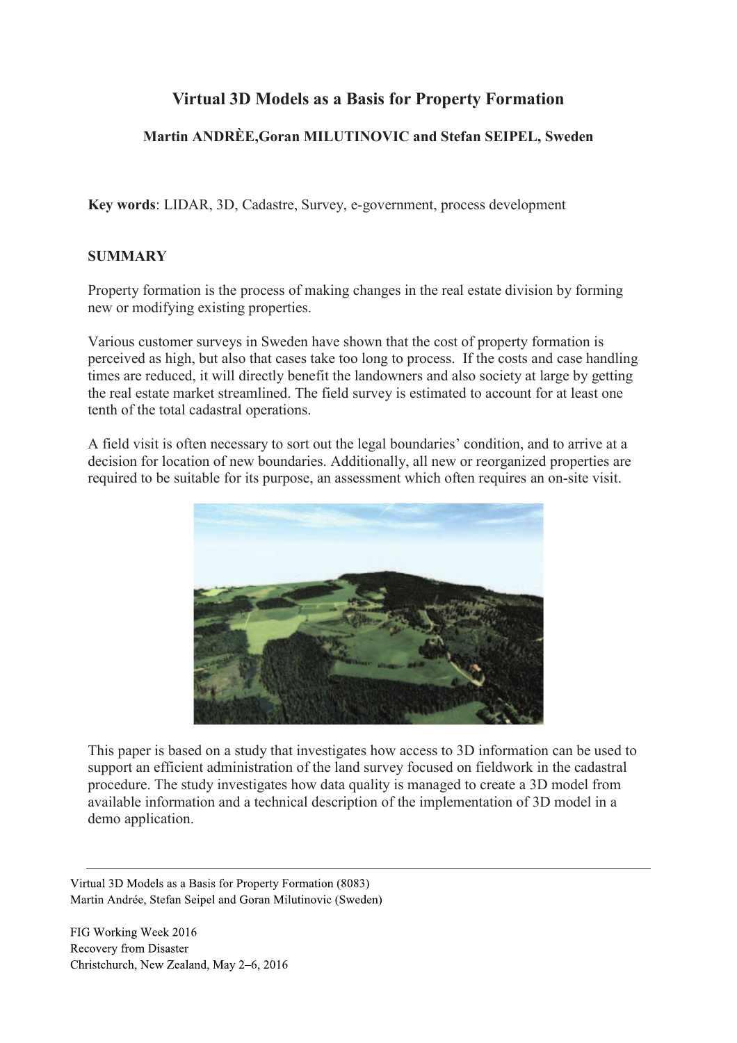# Virtual 3D Models as a Basis for Property Formation

**Martin ANDRÈE, Goran MILUTINOVIC and Stefan SEIPEL, Sweden**

**Key words**: LIDAR, 3D, Cadastre, Survey, e-government, process development

## SUMMARY

Property formation is the process of making changes in the real estate division by forming new or modifying existing properties.

Various customer surveys in Sweden have shown that the cost of property formation is perceived as high, but also that cases take too long to process. If the costs and case handling times are reduced, it will directly benefit the landowners and also society at large by getting the real estate market streamlined. The field survey is estimated to account for at least one tenth of the total cadastral operations.

A field visit is often necessary to sort out the legal boundaries' condition, and to arrive at a decision for location of new boundaries. Additionally, all new or reorganized properties are required to be suitable for its purpose, an assessment which often requires an on-site visit.

This paper is based on a study that investigates how access to 3D information can be used to support an efficient administration of the land survey focused on fieldwork in the cadastral procedure. The study investigates how data quality is managed to create a 3D model from available information and a technical description of the implementation of 3D model in a demo application.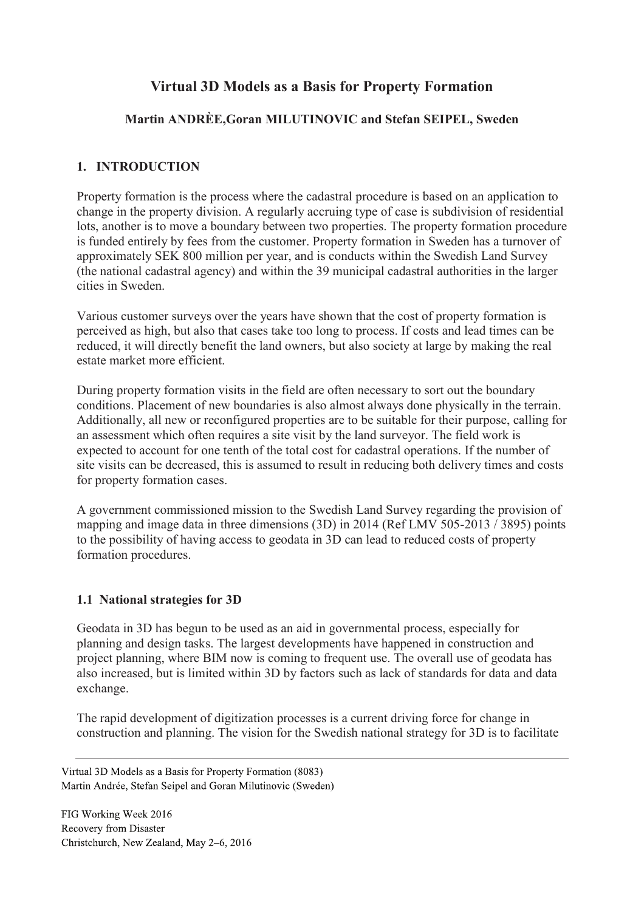# Virtual 3D Models as a Basis for Property Formation

### Martin ANDRÈE,Goran MILUTINOVIC and Stefan SEIPEL, Sweden

## 1. INTRODUCTION

Property formation is the process where the cadastral procedure is based on an application to change in the property division. A regularly accruing type of case is subdivision of residential lots, another is to move a boundary between two properties. The property formation procedure is funded entirely by fees from the customer. Property formation in Sweden has a turnover of approximately SEK 800 million per year, and is conducts within the Swedish Land Survey (the national cadastral agency) and within the 39 municipal cadastral authorities in the larger cities in Sweden.

Various customer surveys over the years have shown that the cost of property formation is perceived as high, but also that cases take too long to process. If costs and lead times can be reduced, it will directly benefit the land owners, but also society at large by making the real estate market more efficient.

During property formation visits in the field are often necessary to sort out the boundary conditions. Placement of new boundaries is also almost always done physically in the terrain. Additionally, all new or reconfigured properties are to be suitable for their purpose, calling for an assessment which often requires a site visit by the land surveyor. The field work is expected to account for one tenth of the total cost for cadastral operations. If the number of site visits can be decreased, this is assumed to result in reducing both delivery times and costs for property formation cases.

A government commissioned mission to the Swedish Land Survey regarding the provision of mapping and image data in three dimensions (3D) in 2014 (Ref LMV 505-2013 / 3895) points to the possibility of having access to geodata in 3D can lead to reduced costs of property formation procedures.

### 1.1 National strategies for 3D

Geodata in 3D has begun to be used as an aid in governmental process, especially for planning and design tasks. The largest developments have happened in construction and project planning, where BIM now is coming to frequent use. The overall use of geodata has also increased, but is limited within 3D by factors such as lack of standards for data and data exchange.

The rapid development of digitization processes is a current driving force for change in construction and planning. The vision for the Swedish national strategy for 3D is to facilitate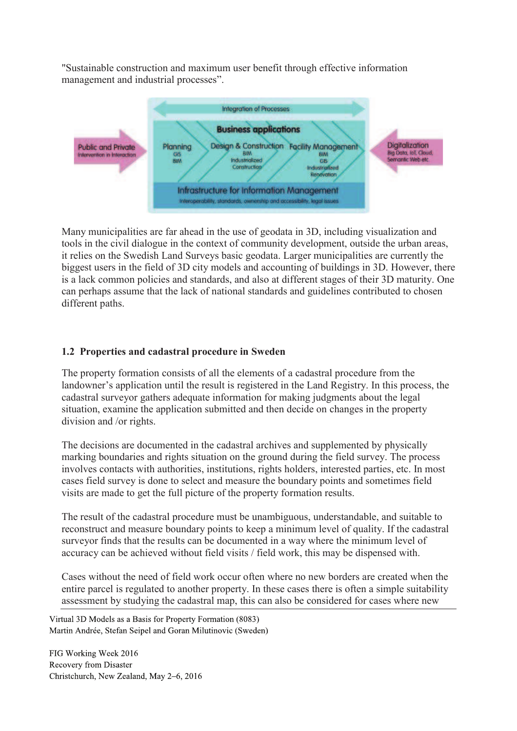"Sustainable construction and maximum user benefit through effective information management and industrial processes".

Many municipalities are far ahead in the use of geodata in 3D, including visualization and tools in the civil dialogue in the context of community development, outside the urban areas, it relies on the Swedish Land Surveys basic geodata. Larger municipalities are currently the biggest users in the field of 3D city models and accounting of buildings in 3D. However, there is a lack common policies and standards, and also at different stages of their 3D maturity. One can perhaps assume that the lack of national standards and guidelines contributed to chosen different paths.

## 1.2 Properties and cadastral procedure in Sweden

The property formation consists of all the elements of a cadastral procedure from the landowner's application until the result is registered in the Land Registry. In this process, the cadastral surveyor gathers adequate information for making judgments about the legal situation, examine the application submitted and then decide on changes in the property division and /or rights.

The decisions are documented in the cadastral archives and supplemented by physically marking boundaries and rights situation on the ground during the field survey. The process involves contacts with authorities, institutions, rights holders, interested parties, etc. In most cases field survey is done to select and measure the boundary points and sometimes field visits are made to get the full picture of the property formation results.

The result of the cadastral procedure must be unambiguous, understandable, and suitable to reconstruct and measure boundary points to keep a minimum level of quality. If the cadastral surveyor finds that the results can be documented in a way where the minimum level of accuracy can be achieved without field visits / field work, this may be dispensed with.

Cases without the need of field work occur often where no new borders are created when the entire parcel is regulated to another property. In these cases there is often a simple suitability assessment by studying the cadastral map, this can also be considered for cases where new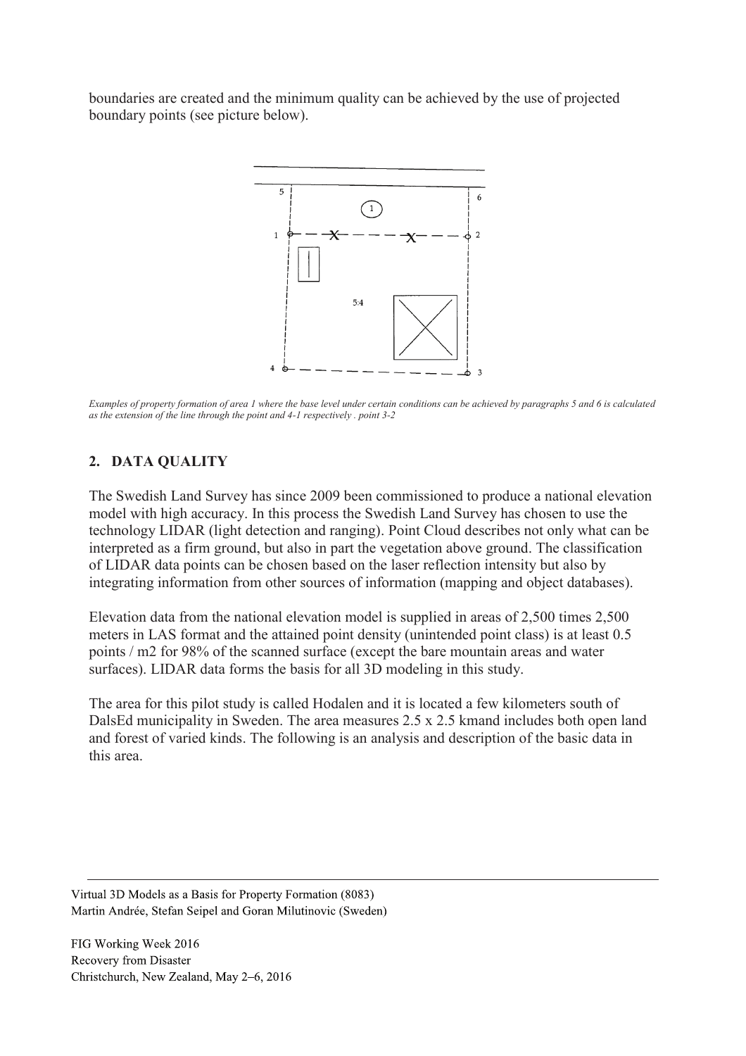boundaries are created and the minimum quality can be achieved by the use of projected boundary points (see picture below).

*Examples of property formation of area 1 where the base level under certain conditions can be achieved by paragraphs 5 and 6 is calculated as the extension of the line through the point and 4-1 respectively . point 3-2*

## 2. DATA QUALITY

The Swedish Land Survey has since 2009 been commissioned to produce a national elevation model with high accuracy. In this process the Swedish Land Survey has chosen to use the technology LIDAR (light detection and ranging). Point Cloud describes not only what can be interpreted as a firm ground, but also in part the vegetation above ground. The classification of LIDAR data points can be chosen based on the laser reflection intensity but also by integrating information from other sources of information (mapping and object databases).

Elevation data from the national elevation model is supplied in areas of 2,500 times 2,500 meters in LAS format and the attained point density (unintended point class) is at least 0.5 points / m2 for 98% of the scanned surface (except the bare mountain areas and water surfaces). LIDAR data forms the basis for all 3D modeling in this study.

The area for this pilot study is called Hodalen and it is located a few kilometers south of DalsEd municipality in Sweden. The area measures 2.5 x 2.5 kmand includes both open land and forest of varied kinds. The following is an analysis and description of the basic data in this area.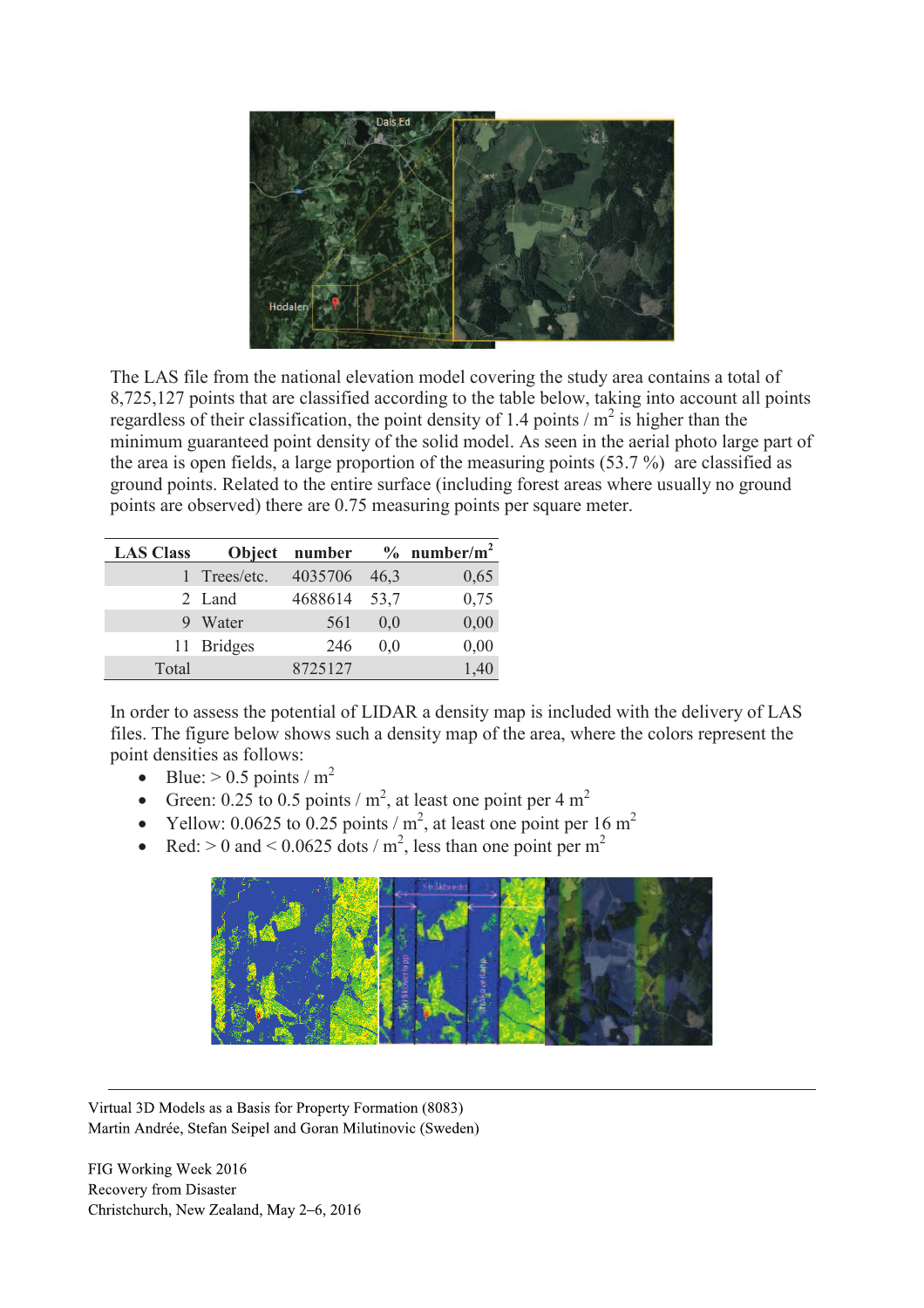The LAS file from the national elevation model covering the study area contains a total of 8,725,127 points that are classified according to the table below, taking into account all points regardless of their classification, the point density of 1.4 points / m$^2$ is higher than the minimum guaranteed point density of the solid model. As seen in the aerial photo large part of the area is open fields, a large proportion of the measuring points (53.7 %) are classified as ground points. Related to the entire surface (including forest areas where usually no ground points are observed) there are 0.75 measuring points per square meter.

| LAS Class | Object | number | % | number/m$^2$ |
|---|---|---|---|---|
| 1 | Trees/etc. | 4035706 | 46,3 | 0,65 |
| 2 | Land | 4688614 | 53,7 | 0,75 |
| 9 | Water | 561 | 0,0 | 0,00 |
| 11 | Bridges | 246 | 0,0 | 0,00 |
| Total | | 8725127 | | 1,40 |

In order to assess the potential of LIDAR a density map is included with the delivery of LAS files. The figure below shows such a density map of the area, where the colors represent the point densities as follows:

- Blue: > 0.5 points / m$^2$
- Green: 0.25 to 0.5 points / m$^2$, at least one point per 4 m$^2$
- Yellow: 0.0625 to 0.25 points / m$^2$, at least one point per 16 m$^2$
- Red: > 0 and < 0.0625 dots / m$^2$, less than one point per m$^2$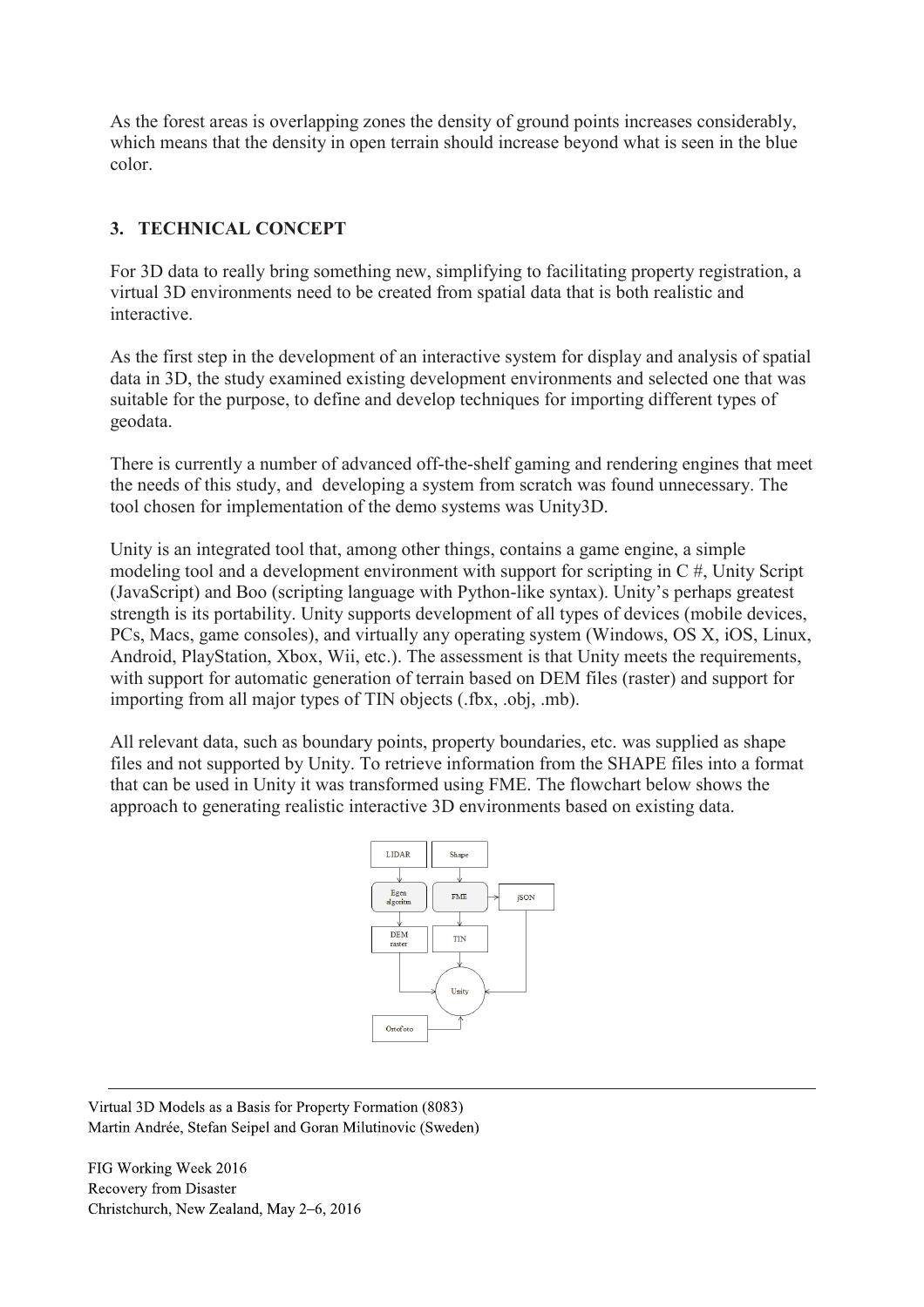As the forest areas is overlapping zones the density of ground points increases considerably, which means that the density in open terrain should increase beyond what is seen in the blue color.

## 3. TECHNICAL CONCEPT

For 3D data to really bring something new, simplifying to facilitating property registration, a virtual 3D environments need to be created from spatial data that is both realistic and interactive.

As the first step in the development of an interactive system for display and analysis of spatial data in 3D, the study examined existing development environments and selected one that was suitable for the purpose, to define and develop techniques for importing different types of geodata.

There is currently a number of advanced off-the-shelf gaming and rendering engines that meet the needs of this study, and developing a system from scratch was found unnecessary. The tool chosen for implementation of the demo systems was Unity3D.

Unity is an integrated tool that, among other things, contains a game engine, a simple modeling tool and a development environment with support for scripting in C #, Unity Script (JavaScript) and Boo (scripting language with Python-like syntax). Unity's perhaps greatest strength is its portability. Unity supports development of all types of devices (mobile devices, PCs, Macs, game consoles), and virtually any operating system (Windows, OS X, iOS, Linux, Android, PlayStation, Xbox, Wii, etc.). The assessment is that Unity meets the requirements, with support for automatic generation of terrain based on DEM files (raster) and support for importing from all major types of TIN objects (.fbx, .obj, .mb).

All relevant data, such as boundary points, property boundaries, etc. was supplied as shape files and not supported by Unity. To retrieve information from the SHAPE files into a format that can be used in Unity it was transformed using FME. The flowchart below shows the approach to generating realistic interactive 3D environments based on existing data.

LIDAR → Egen algoritm → DEM raster → Unity

Shape → FME → TIN → Unity

FME → jSON → Unity

OrtoFoto → Unity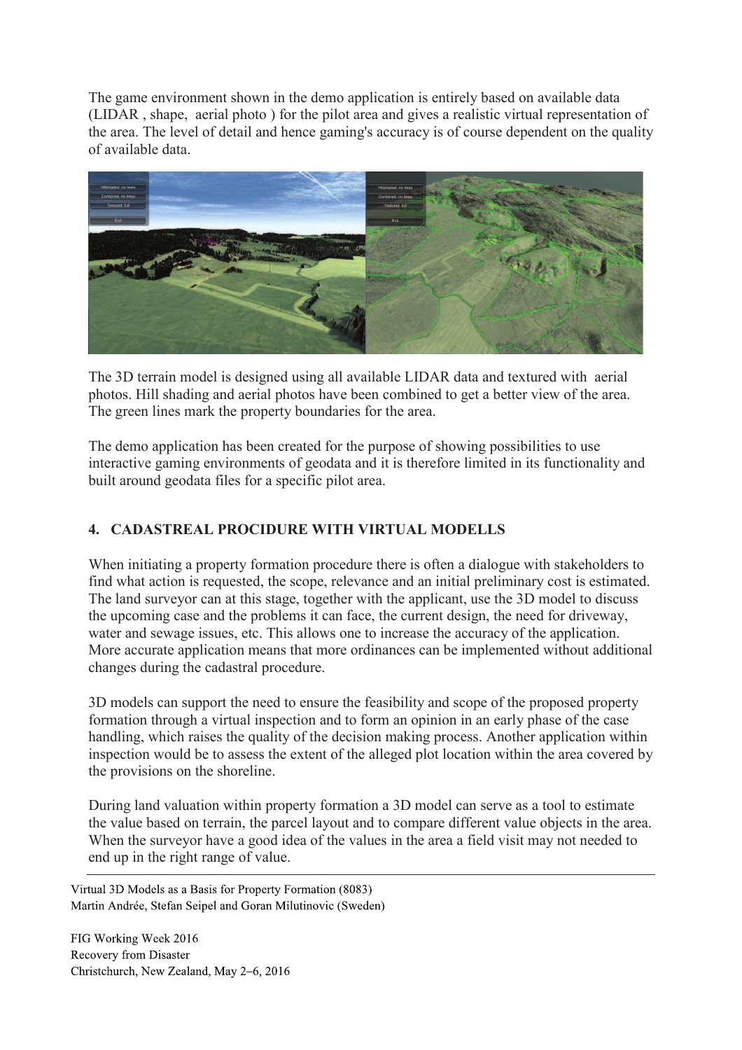The game environment shown in the demo application is entirely based on available data (LIDAR , shape, aerial photo ) for the pilot area and gives a realistic virtual representation of the area. The level of detail and hence gaming's accuracy is of course dependent on the quality of available data.

The 3D terrain model is designed using all available LIDAR data and textured with aerial photos. Hill shading and aerial photos have been combined to get a better view of the area. The green lines mark the property boundaries for the area.

The demo application has been created for the purpose of showing possibilities to use interactive gaming environments of geodata and it is therefore limited in its functionality and built around geodata files for a specific pilot area.

## 4. CADASTREAL PROCEDURE WITH VIRTUAL MODELLS

When initiating a property formation procedure there is often a dialogue with stakeholders to find what action is requested, the scope, relevance and an initial preliminary cost is estimated. The land surveyor can at this stage, together with the applicant, use the 3D model to discuss the upcoming case and the problems it can face, the current design, the need for driveway, water and sewage issues, etc. This allows one to increase the accuracy of the application. More accurate application means that more ordinances can be implemented without additional changes during the cadastral procedure.

3D models can support the need to ensure the feasibility and scope of the proposed property formation through a virtual inspection and to form an opinion in an early phase of the case handling, which raises the quality of the decision making process. Another application within inspection would be to assess the extent of the alleged plot location within the area covered by the provisions on the shoreline.

During land valuation within property formation a 3D model can serve as a tool to estimate the value based on terrain, the parcel layout and to compare different value objects in the area. When the surveyor have a good idea of the values in the area a field visit may not needed to end up in the right range of value.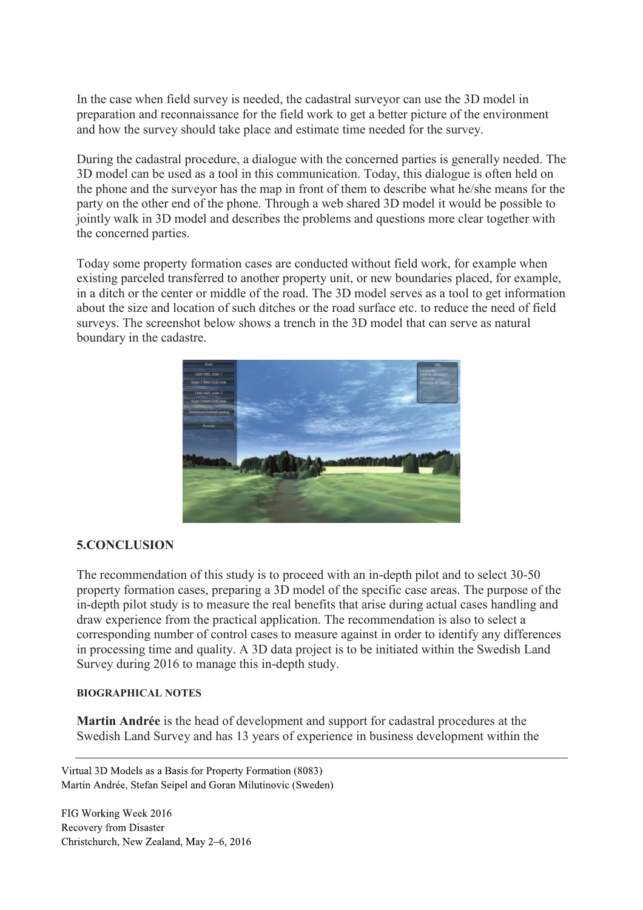In the case when field survey is needed, the cadastral surveyor can use the 3D model in preparation and reconnaissance for the field work to get a better picture of the environment and how the survey should take place and estimate time needed for the survey.

During the cadastral procedure, a dialogue with the concerned parties is generally needed. The 3D model can be used as a tool in this communication. Today, this dialogue is often held on the phone and the surveyor has the map in front of them to describe what he/she means for the party on the other end of the phone. Through a web shared 3D model it would be possible to jointly walk in 3D model and describes the problems and questions more clear together with the concerned parties.

Today some property formation cases are conducted without field work, for example when existing parceled transferred to another property unit, or new boundaries placed, for example, in a ditch or the center or middle of the road. The 3D model serves as a tool to get information about the size and location of such ditches or the road surface etc. to reduce the need of field surveys. The screenshot below shows a trench in the 3D model that can serve as natural boundary in the cadastre.

## 5.CONCLUSION

The recommendation of this study is to proceed with an in-depth pilot and to select 30-50 property formation cases, preparing a 3D model of the specific case areas. The purpose of the in-depth pilot study is to measure the real benefits that arise during actual cases handling and draw experience from the practical application. The recommendation is also to select a corresponding number of control cases to measure against in order to identify any differences in processing time and quality. A 3D data project is to be initiated within the Swedish Land Survey during 2016 to manage this in-depth study.

### BIOGRAPHICAL NOTES

**Martin Andrée** is the head of development and support for cadastral procedures at the Swedish Land Survey and has 13 years of experience in business development within the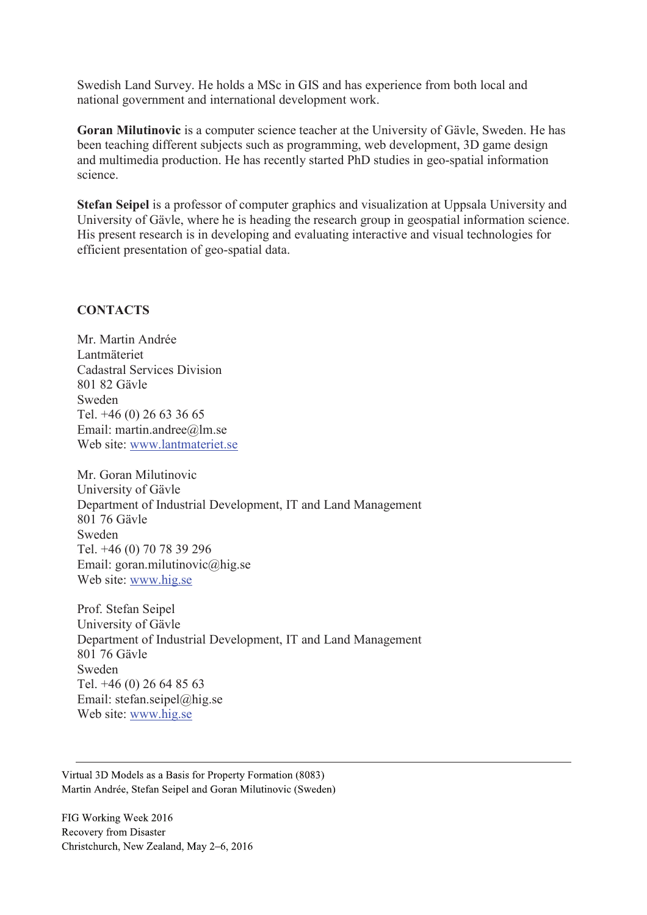Swedish Land Survey. He holds a MSc in GIS and has experience from both local and national government and international development work.

**Goran Milutinovic** is a computer science teacher at the University of Gävle, Sweden. He has been teaching different subjects such as programming, web development, 3D game design and multimedia production. He has recently started PhD studies in geo-spatial information science.

**Stefan Seipel** is a professor of computer graphics and visualization at Uppsala University and University of Gävle, where he is heading the research group in geospatial information science. His present research is in developing and evaluating interactive and visual technologies for efficient presentation of geo-spatial data.

## CONTACTS

Mr. Martin Andrée
Lantmäteriet
Cadastral Services Division
801 82 Gävle
Sweden
Tel. +46 (0) 26 63 36 65
Email: martin.andree@lm.se
Web site: www.lantmateriet.se

Mr. Goran Milutinovic
University of Gävle
Department of Industrial Development, IT and Land Management
801 76 Gävle
Sweden
Tel. +46 (0) 70 78 39 296
Email: goran.milutinovic@hig.se
Web site: www.hig.se

Prof. Stefan Seipel
University of Gävle
Department of Industrial Development, IT and Land Management
801 76 Gävle
Sweden
Tel. +46 (0) 26 64 85 63
Email: stefan.seipel@hig.se
Web site: www.hig.se